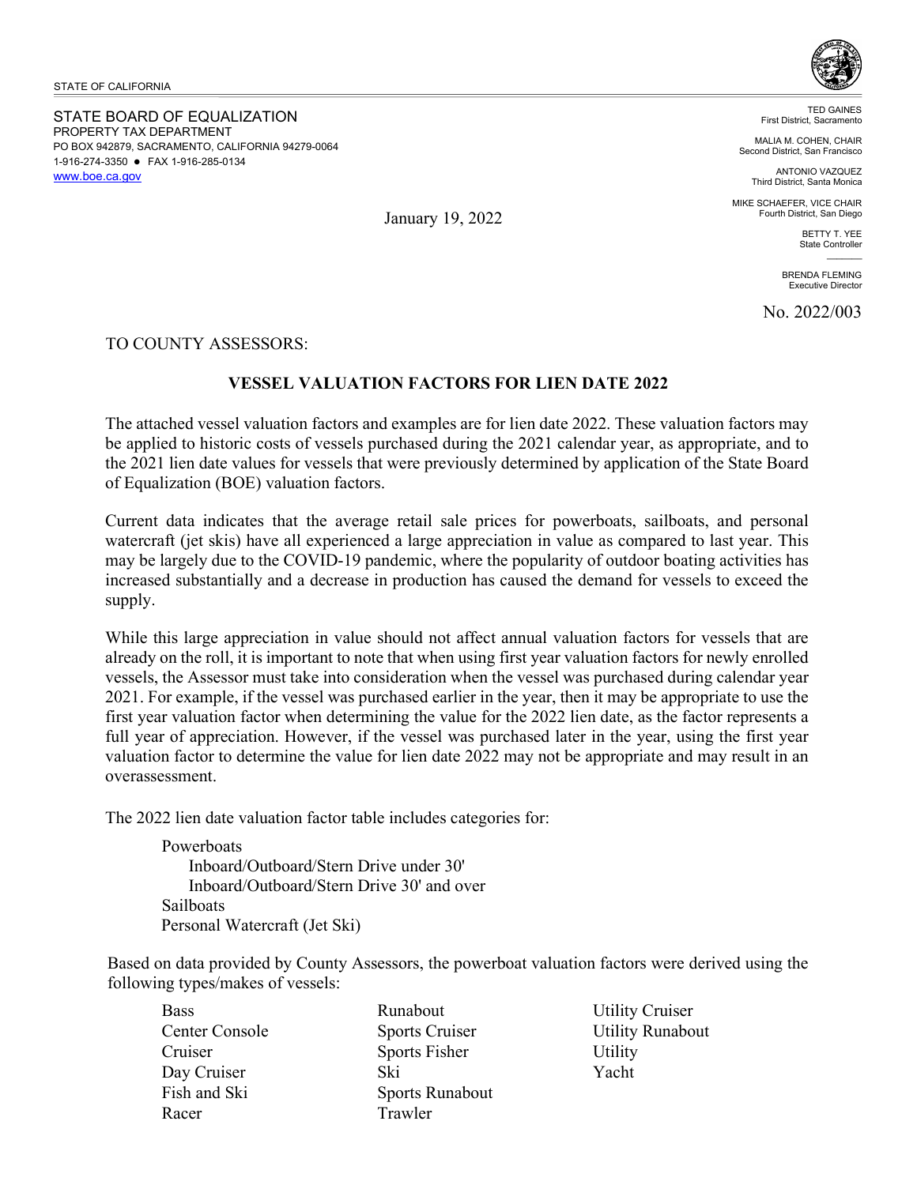STATE OF CALIFORNIA

STATE BOARD OF EQUALIZATION
PROPERTY TAX DEPARTMENT
PO BOX 942879, SACRAMENTO, CALIFORNIA 94279-0064
1-916-274-3350 ● FAX 1-916-285-0134
www.boe.ca.gov

TED GAINES
First District, Sacramento

MALIA M. COHEN, CHAIR
Second District, San Francisco

ANTONIO VAZQUEZ
Third District, Santa Monica

MIKE SCHAEFER, VICE CHAIR
Fourth District, San Diego

BETTY T. YEE
State Controller

BRENDA FLEMING
Executive Director

January 19, 2022

No. 2022/003

TO COUNTY ASSESSORS:

**VESSEL VALUATION FACTORS FOR LIEN DATE 2022**

The attached vessel valuation factors and examples are for lien date 2022. These valuation factors may be applied to historic costs of vessels purchased during the 2021 calendar year, as appropriate, and to the 2021 lien date values for vessels that were previously determined by application of the State Board of Equalization (BOE) valuation factors.

Current data indicates that the average retail sale prices for powerboats, sailboats, and personal watercraft (jet skis) have all experienced a large appreciation in value as compared to last year. This may be largely due to the COVID-19 pandemic, where the popularity of outdoor boating activities has increased substantially and a decrease in production has caused the demand for vessels to exceed the supply.

While this large appreciation in value should not affect annual valuation factors for vessels that are already on the roll, it is important to note that when using first year valuation factors for newly enrolled vessels, the Assessor must take into consideration when the vessel was purchased during calendar year 2021. For example, if the vessel was purchased earlier in the year, then it may be appropriate to use the first year valuation factor when determining the value for the 2022 lien date, as the factor represents a full year of appreciation. However, if the vessel was purchased later in the year, using the first year valuation factor to determine the value for lien date 2022 may not be appropriate and may result in an overassessment.

The 2022 lien date valuation factor table includes categories for:

- Powerboats
  - Inboard/Outboard/Stern Drive under 30'
  - Inboard/Outboard/Stern Drive 30' and over
- Sailboats
- Personal Watercraft (Jet Ski)

Based on data provided by County Assessors, the powerboat valuation factors were derived using the following types/makes of vessels:

- Bass
- Center Console
- Cruiser
- Day Cruiser
- Fish and Ski
- Racer
- Runabout
- Sports Cruiser
- Sports Fisher
- Ski
- Sports Runabout
- Trawler
- Utility Cruiser
- Utility Runabout
- Utility
- Yacht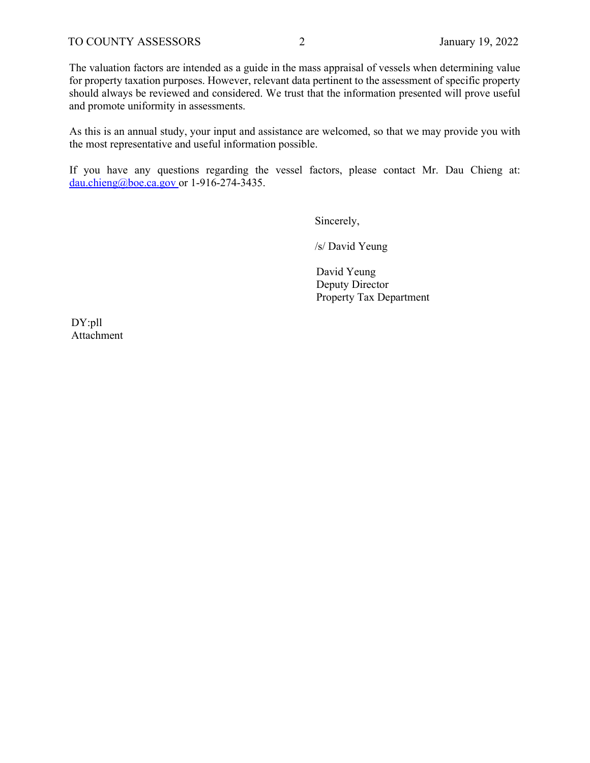The valuation factors are intended as a guide in the mass appraisal of vessels when determining value for property taxation purposes. However, relevant data pertinent to the assessment of specific property should always be reviewed and considered. We trust that the information presented will prove useful and promote uniformity in assessments.

As this is an annual study, your input and assistance are welcomed, so that we may provide you with the most representative and useful information possible.

If you have any questions regarding the vessel factors, please contact Mr. Dau Chieng at: dau.chieng@boe.ca.gov or 1-916-274-3435.

Sincerely,

/s/ David Yeung

David Yeung
Deputy Director
Property Tax Department

DY:pll
Attachment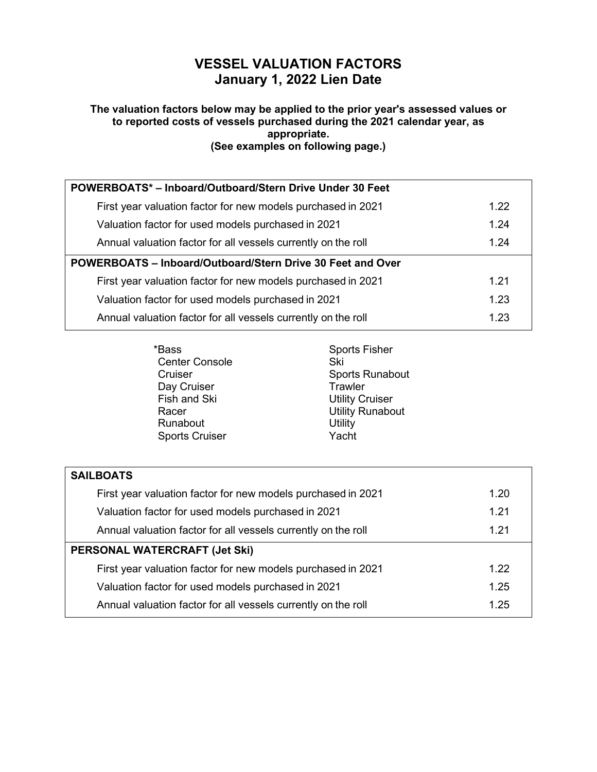# VESSEL VALUATION FACTORS
## January 1, 2022 Lien Date

**The valuation factors below may be applied to the prior year's assessed values or to reported costs of vessels purchased during the 2021 calendar year, as appropriate.**
**(See examples on following page.)**

| POWERBOATS* – Inboard/Outboard/Stern Drive Under 30 Feet | |
|---|---|
| First year valuation factor for new models purchased in 2021 | 1.22 |
| Valuation factor for used models purchased in 2021 | 1.24 |
| Annual valuation factor for all vessels currently on the roll | 1.24 |
| **POWERBOATS – Inboard/Outboard/Stern Drive 30 Feet and Over** | |
| First year valuation factor for new models purchased in 2021 | 1.21 |
| Valuation factor for used models purchased in 2021 | 1.23 |
| Annual valuation factor for all vessels currently on the roll | 1.23 |

*Bass
Center Console
Cruiser
Day Cruiser
Fish and Ski
Racer
Runabout
Sports Cruiser
Sports Fisher
Ski
Sports Runabout
Trawler
Utility Cruiser
Utility Runabout
Utility
Yacht

| SAILBOATS | |
|---|---|
| First year valuation factor for new models purchased in 2021 | 1.20 |
| Valuation factor for used models purchased in 2021 | 1.21 |
| Annual valuation factor for all vessels currently on the roll | 1.21 |
| **PERSONAL WATERCRAFT (Jet Ski)** | |
| First year valuation factor for new models purchased in 2021 | 1.22 |
| Valuation factor for used models purchased in 2021 | 1.25 |
| Annual valuation factor for all vessels currently on the roll | 1.25 |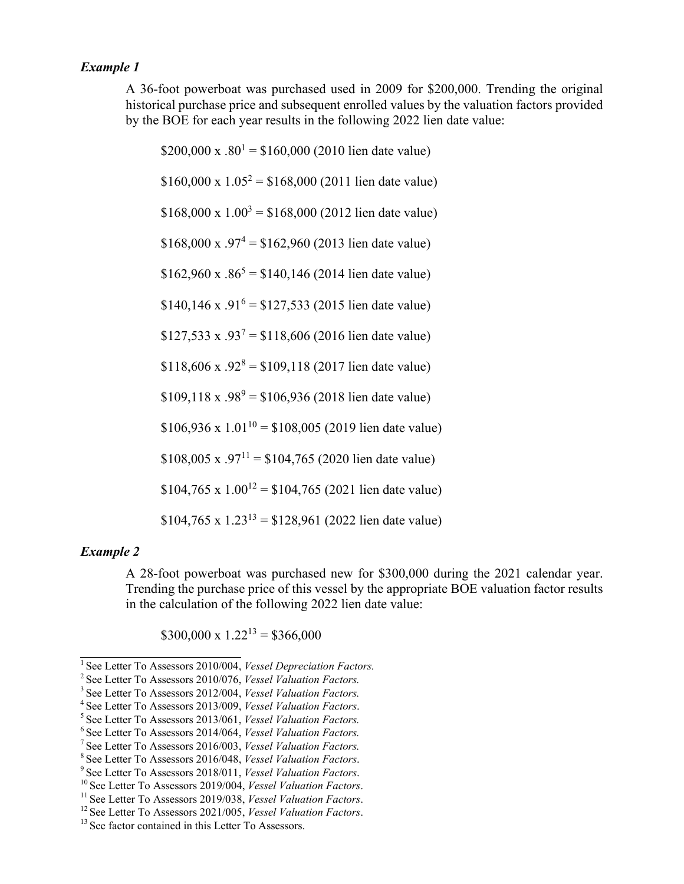***Example 1***

A 36-foot powerboat was purchased used in 2009 for $200,000. Trending the original historical purchase price and subsequent enrolled values by the valuation factors provided by the BOE for each year results in the following 2022 lien date value:

$200,000 x .80[1] = $160,000 (2010 lien date value)

$160,000 x 1.05[2] = $168,000 (2011 lien date value)

$168,000 x 1.00[3] = $168,000 (2012 lien date value)

$168,000 x .97[4] = $162,960 (2013 lien date value)

$162,960 x .86[5] = $140,146 (2014 lien date value)

$140,146 x .91[6] = $127,533 (2015 lien date value)

$127,533 x .93[7] = $118,606 (2016 lien date value)

$118,606 x .92[8] = $109,118 (2017 lien date value)

$109,118 x .98[9] = $106,936 (2018 lien date value)

$106,936 x 1.01[10] = $108,005 (2019 lien date value)

$108,005 x .97[11] = $104,765 (2020 lien date value)

$104,765 x 1.00[12] = $104,765 (2021 lien date value)

$104,765 x 1.23[13] = $128,961 (2022 lien date value)

***Example 2***

A 28-foot powerboat was purchased new for $300,000 during the 2021 calendar year. Trending the purchase price of this vessel by the appropriate BOE valuation factor results in the calculation of the following 2022 lien date value:

$300,000 x 1.22[13] = $366,000

---

[1] See Letter To Assessors 2010/004, *Vessel Depreciation Factors.*
[2] See Letter To Assessors 2010/076, *Vessel Valuation Factors.*
[3] See Letter To Assessors 2012/004, *Vessel Valuation Factors.*
[4] See Letter To Assessors 2013/009, *Vessel Valuation Factors*.
[5] See Letter To Assessors 2013/061, *Vessel Valuation Factors.*
[6] See Letter To Assessors 2014/064, *Vessel Valuation Factors.*
[7] See Letter To Assessors 2016/003, *Vessel Valuation Factors.*
[8] See Letter To Assessors 2016/048, *Vessel Valuation Factors*.
[9] See Letter To Assessors 2018/011, *Vessel Valuation Factors*.
[10] See Letter To Assessors 2019/004, *Vessel Valuation Factors*.
[11] See Letter To Assessors 2019/038, *Vessel Valuation Factors*.
[12] See Letter To Assessors 2021/005, *Vessel Valuation Factors*.
[13] See factor contained in this Letter To Assessors.